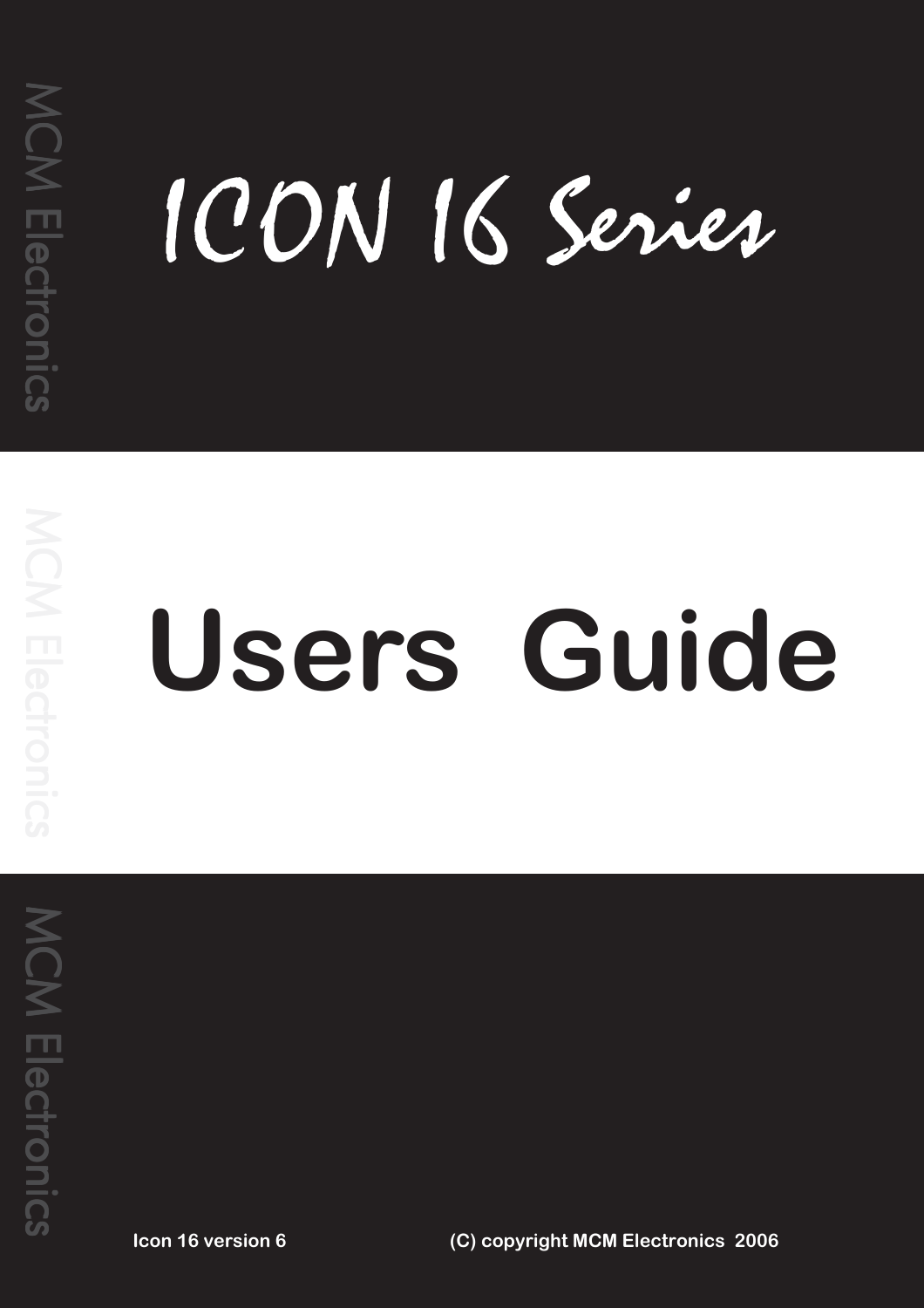# ICON 16 Series

# Users Guide

MCM Electronics

**Icon 16 version 6** **(C) copyright MCM Electronics 2006**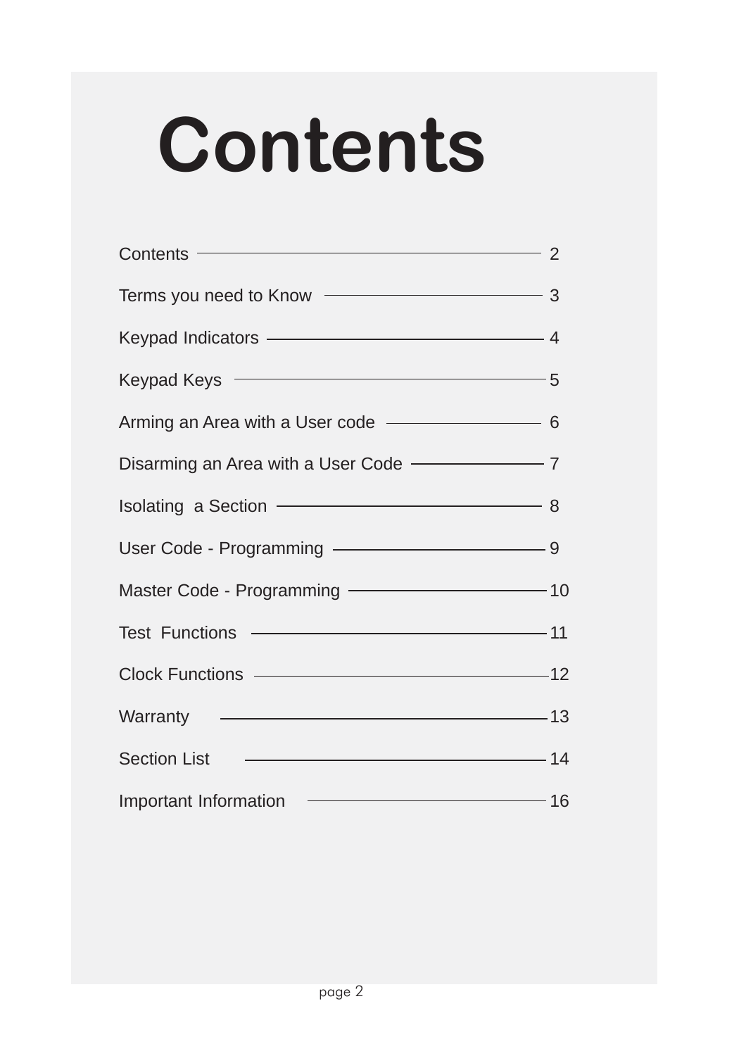# Contents

| | |
|---|---|
| Contents | 2 |
| Terms you need to Know | 3 |
| Keypad Indicators | 4 |
| Keypad Keys | 5 |
| Arming an Area with a User code | 6 |
| Disarming an Area with a User Code | 7 |
| Isolating a Section | 8 |
| User Code - Programming | 9 |
| Master Code - Programming | 10 |
| Test Functions | 11 |
| Clock Functions | 12 |
| Warranty | 13 |
| Section List | 14 |
| Important Information | 16 |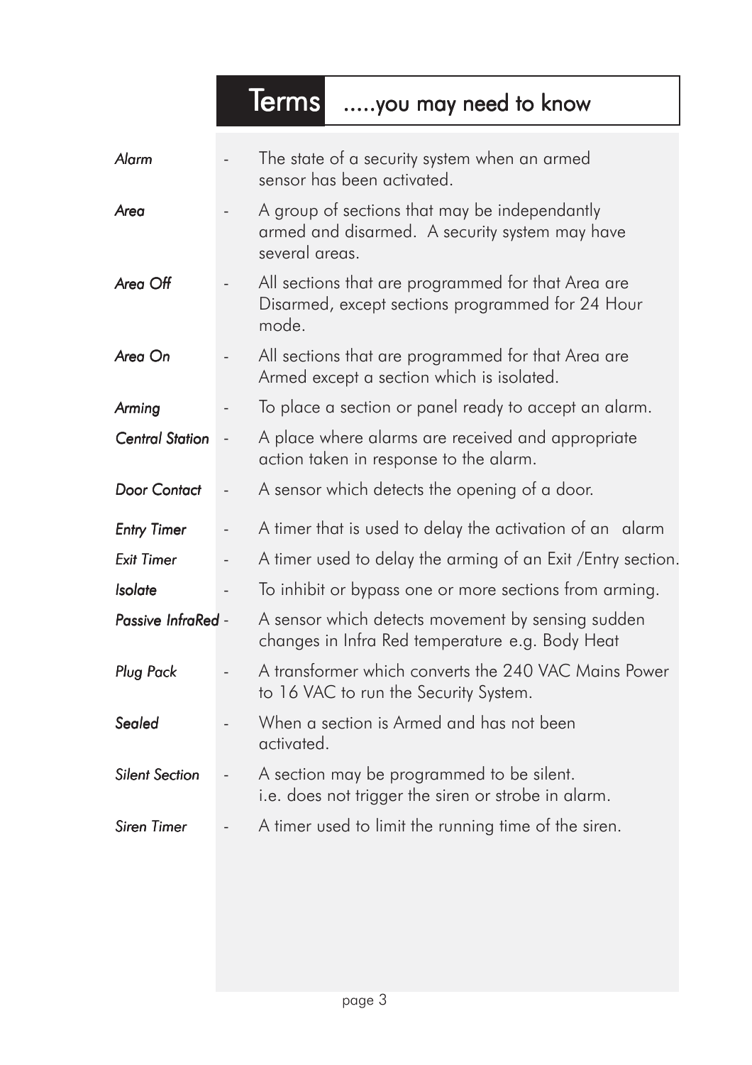# Terms .....you may need to know

*Alarm* - The state of a security system when an armed sensor has been activated.

*Area* - A group of sections that may be independantly armed and disarmed. A security system may have several areas.

*Area Off* - All sections that are programmed for that Area are Disarmed, except sections programmed for 24 Hour mode.

*Area On* - All sections that are programmed for that Area are Armed except a section which is isolated.

*Arming* - To place a section or panel ready to accept an alarm.

*Central Station* - A place where alarms are received and appropriate action taken in response to the alarm.

*Door Contact* - A sensor which detects the opening of a door.

*Entry Timer* - A timer that is used to delay the activation of an alarm

*Exit Timer* - A timer used to delay the arming of an Exit /Entry section.

*Isolate* - To inhibit or bypass one or more sections from arming.

*Passive InfraRed* - A sensor which detects movement by sensing sudden changes in Infra Red temperature e.g. Body Heat

*Plug Pack* - A transformer which converts the 240 VAC Mains Power to 16 VAC to run the Security System.

*Sealed* - When a section is Armed and has not been activated.

*Silent Section* - A section may be programmed to be silent. i.e. does not trigger the siren or strobe in alarm.

*Siren Timer* - A timer used to limit the running time of the siren.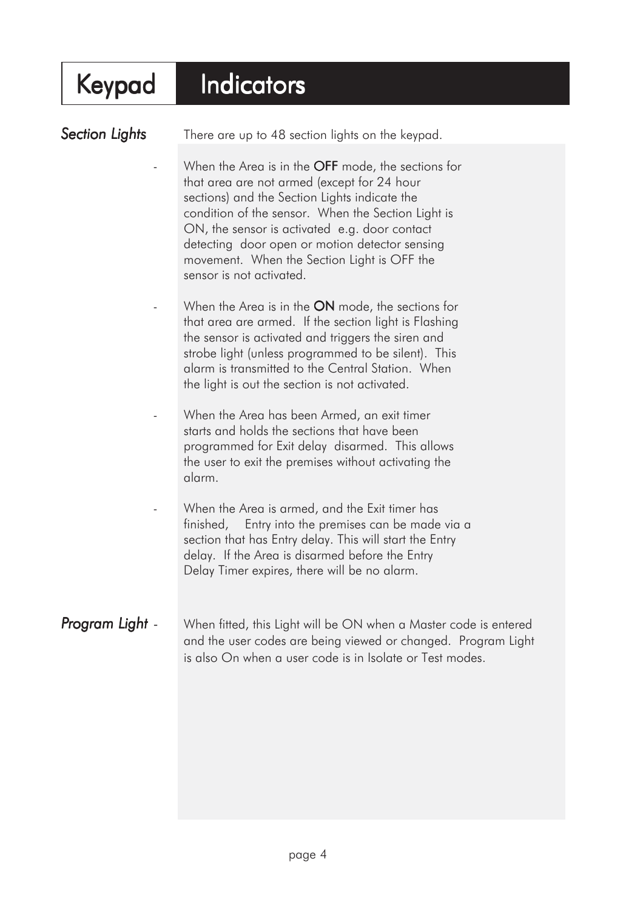# Keypad Indicators

***Section Lights***

There are up to 48 section lights on the keypad.

- When the Area is in the **OFF** mode, the sections for that area are not armed (except for 24 hour sections) and the Section Lights indicate the condition of the sensor. When the Section Light is ON, the sensor is activated e.g. door contact detecting door open or motion detector sensing movement. When the Section Light is OFF the sensor is not activated.

- When the Area is in the **ON** mode, the sections for that area are armed. If the section light is Flashing the sensor is activated and triggers the siren and strobe light (unless programmed to be silent). This alarm is transmitted to the Central Station. When the light is out the section is not activated.

- When the Area has been Armed, an exit timer starts and holds the sections that have been programmed for Exit delay disarmed. This allows the user to exit the premises without activating the alarm.

- When the Area is armed, and the Exit timer has finished, Entry into the premises can be made via a section that has Entry delay. This will start the Entry delay. If the Area is disarmed before the Entry Delay Timer expires, there will be no alarm.

***Program Light*** - When fitted, this Light will be ON when a Master code is entered and the user codes are being viewed or changed. Program Light is also On when a user code is in Isolate or Test modes.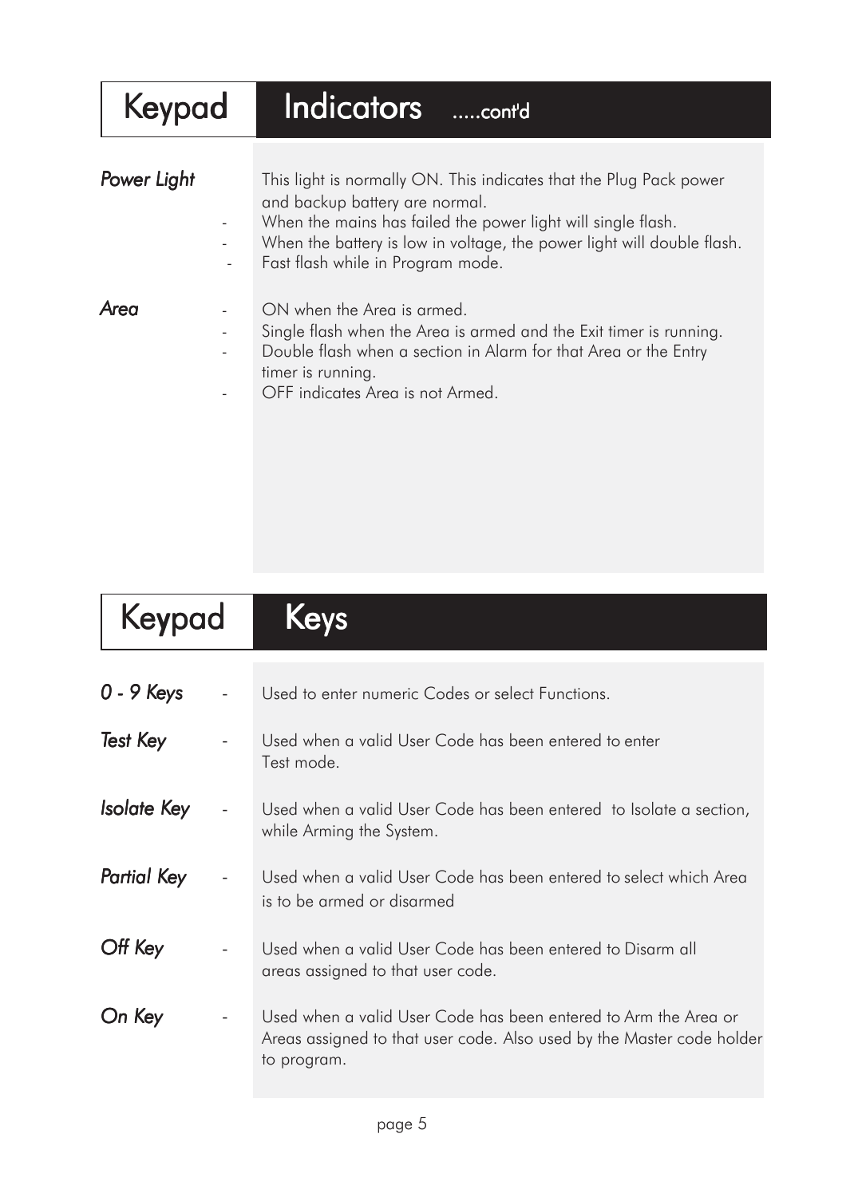# Keypad Indicators .....cont'd

*Power Light*

This light is normally ON. This indicates that the Plug Pack power and backup battery are normal.

- When the mains has failed the power light will single flash.
- When the battery is low in voltage, the power light will double flash.
- Fast flash while in Program mode.

*Area*

- ON when the Area is armed.
- Single flash when the Area is armed and the Exit timer is running.
- Double flash when a section in Alarm for that Area or the Entry timer is running.
- OFF indicates Area is not Armed.

# Keypad Keys

*0 - 9 Keys* - Used to enter numeric Codes or select Functions.

*Test Key* - Used when a valid User Code has been entered to enter Test mode.

*Isolate Key* - Used when a valid User Code has been entered to Isolate a section, while Arming the System.

*Partial Key* - Used when a valid User Code has been entered to select which Area is to be armed or disarmed

*Off Key* - Used when a valid User Code has been entered to Disarm all areas assigned to that user code.

*On Key* - Used when a valid User Code has been entered to Arm the Area or Areas assigned to that user code. Also used by the Master code holder to program.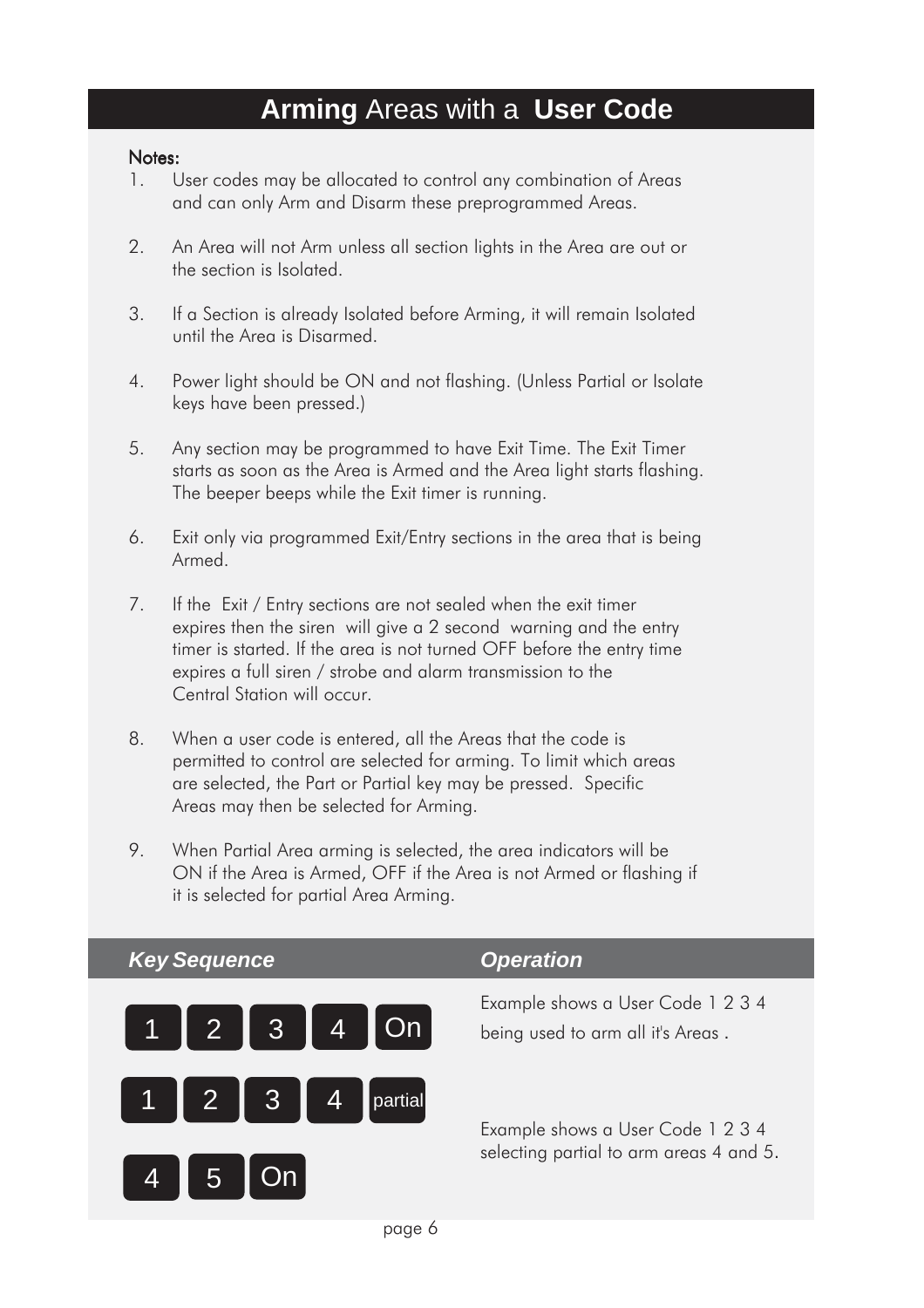# **Arming** Areas with a **User Code**

**Notes:**

1. User codes may be allocated to control any combination of Areas and can only Arm and Disarm these preprogrammed Areas.

2. An Area will not Arm unless all section lights in the Area are out or the section is Isolated.

3. If a Section is already Isolated before Arming, it will remain Isolated until the Area is Disarmed.

4. Power light should be ON and not flashing. (Unless Partial or Isolate keys have been pressed.)

5. Any section may be programmed to have Exit Time. The Exit Timer starts as soon as the Area is Armed and the Area light starts flashing. The beeper beeps while the Exit timer is running.

6. Exit only via programmed Exit/Entry sections in the area that is being Armed.

7. If the Exit / Entry sections are not sealed when the exit timer expires then the siren will give a 2 second warning and the entry timer is started. If the area is not turned OFF before the entry time expires a full siren / strobe and alarm transmission to the Central Station will occur.

8. When a user code is entered, all the Areas that the code is permitted to control are selected for arming. To limit which areas are selected, the Part or Partial key may be pressed. Specific Areas may then be selected for Arming.

9. When Partial Area arming is selected, the area indicators will be ON if the Area is Armed, OFF if the Area is not Armed or flashing if it is selected for partial Area Arming.

| *Key Sequence* | *Operation* |
| --- | --- |
| 1 2 3 4 On | Example shows a User Code 1 2 3 4 being used to arm all it's Areas . |
| 1 2 3 4 partial<br>4 5 On | Example shows a User Code 1 2 3 4 selecting partial to arm areas 4 and 5. |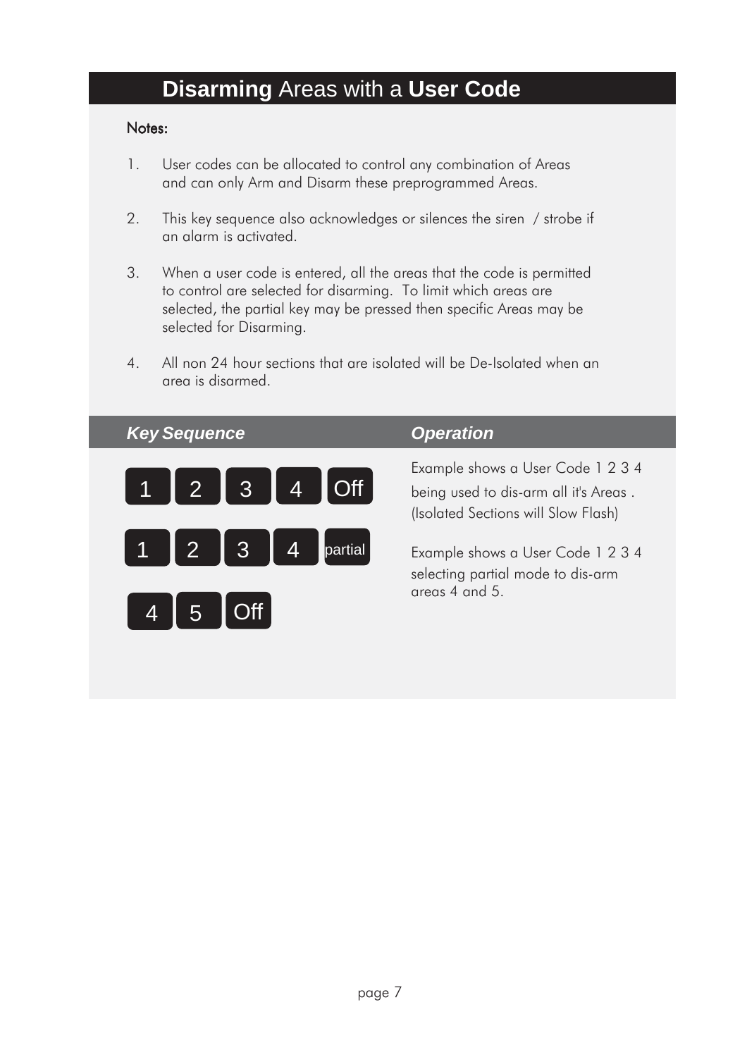# **Disarming** Areas with a **User Code**

Notes:

1. User codes can be allocated to control any combination of Areas and can only Arm and Disarm these preprogrammed Areas.

2. This key sequence also acknowledges or silences the siren / strobe if an alarm is activated.

3. When a user code is entered, all the areas that the code is permitted to control are selected for disarming. To limit which areas are selected, the partial key may be pressed then specific Areas may be selected for Disarming.

4. All non 24 hour sections that are isolated will be De-Isolated when an area is disarmed.

| *Key Sequence* | *Operation* |
| --- | --- |
| 1 2 3 4 Off | Example shows a User Code 1 2 3 4 being used to dis-arm all it's Areas . (Isolated Sections will Slow Flash) |
| 1 2 3 4 partial 4 5 Off | Example shows a User Code 1 2 3 4 selecting partial mode to dis-arm areas 4 and 5. |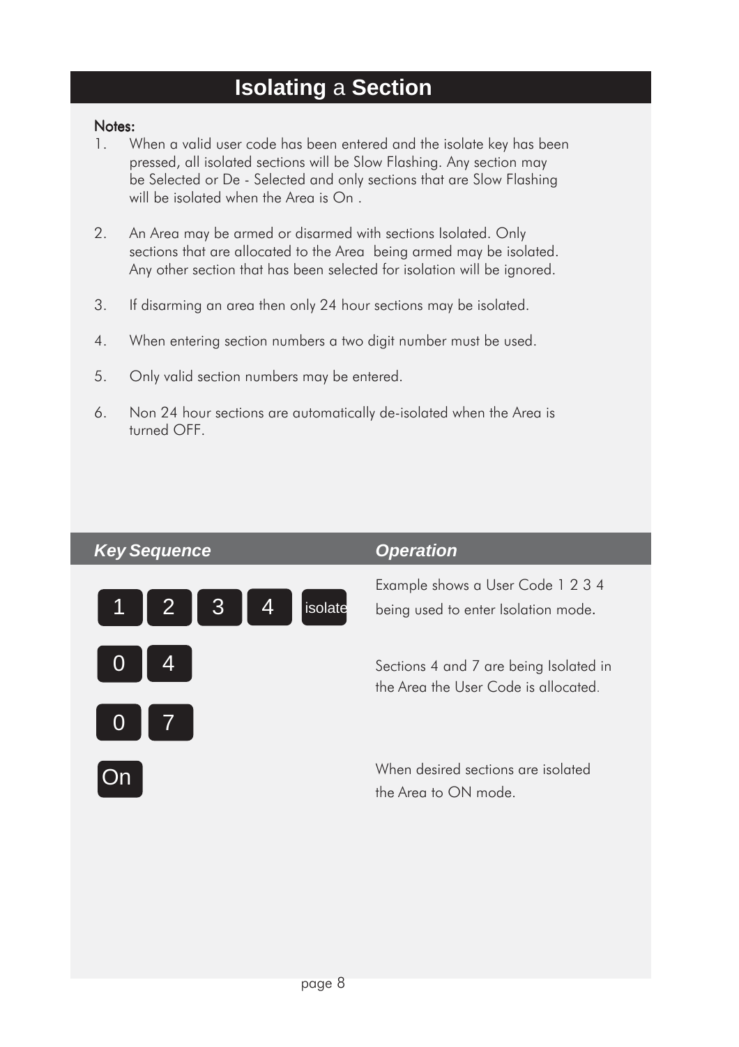# Isolating a Section

**Notes:**

1. When a valid user code has been entered and the isolate key has been pressed, all isolated sections will be Slow Flashing. Any section may be Selected or De - Selected and only sections that are Slow Flashing will be isolated when the Area is On .

2. An Area may be armed or disarmed with sections Isolated. Only sections that are allocated to the Area being armed may be isolated. Any other section that has been selected for isolation will be ignored.

3. If disarming an area then only 24 hour sections may be isolated.

4. When entering section numbers a two digit number must be used.

5. Only valid section numbers may be entered.

6. Non 24 hour sections are automatically de-isolated when the Area is turned OFF.

| *Key Sequence* | *Operation* |
|---|---|
| 1 2 3 4 isolate | Example shows a User Code 1 2 3 4 being used to enter Isolation mode. |
| 0 4<br>0 7 | Sections 4 and 7 are being Isolated in the Area the User Code is allocated. |
| On | When desired sections are isolated the Area to ON mode. |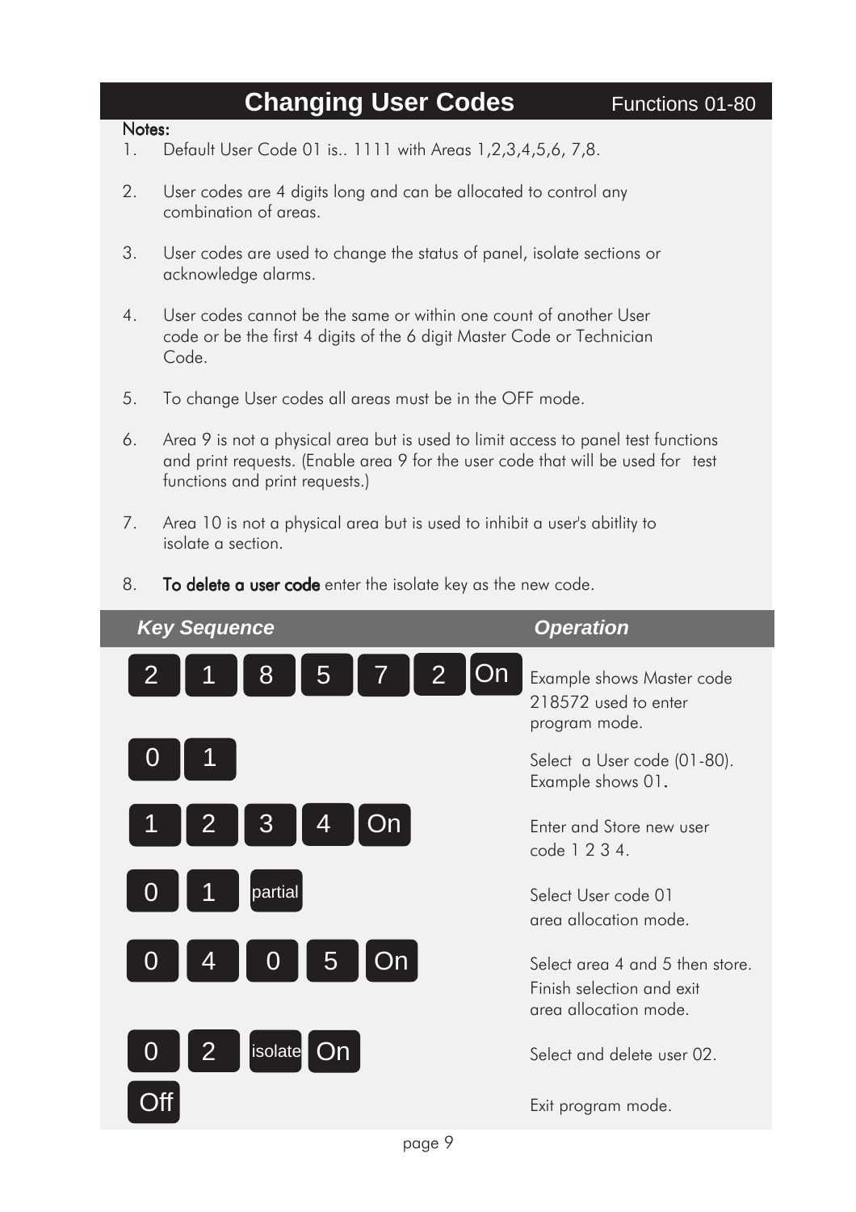## Changing User Codes

Functions 01-80

**Notes:**

1. Default User Code 01 is.. 1111 with Areas 1,2,3,4,5,6, 7,8.
2. User codes are 4 digits long and can be allocated to control any combination of areas.
3. User codes are used to change the status of panel, isolate sections or acknowledge alarms.
4. User codes cannot be the same or within one count of another User code or be the first 4 digits of the 6 digit Master Code or Technician Code.
5. To change User codes all areas must be in the OFF mode.
6. Area 9 is not a physical area but is used to limit access to panel test functions and print requests. (Enable area 9 for the user code that will be used for test functions and print requests.)
7. Area 10 is not a physical area but is used to inhibit a user's abitlity to isolate a section.
8. **To delete a user code** enter the isolate key as the new code.

| ***Key Sequence*** | ***Operation*** |
|---|---|
| 2 1 8 5 7 2 On | Example shows Master code 218572 used to enter program mode. |
| 0 1 | Select a User code (01-80). Example shows 01. |
| 1 2 3 4 On | Enter and Store new user code 1 2 3 4. |
| 0 1 partial | Select User code 01 area allocation mode. |
| 0 4 0 5 On | Select area 4 and 5 then store. Finish selection and exit area allocation mode. |
| 0 2 isolate On | Select and delete user 02. |
| Off | Exit program mode. |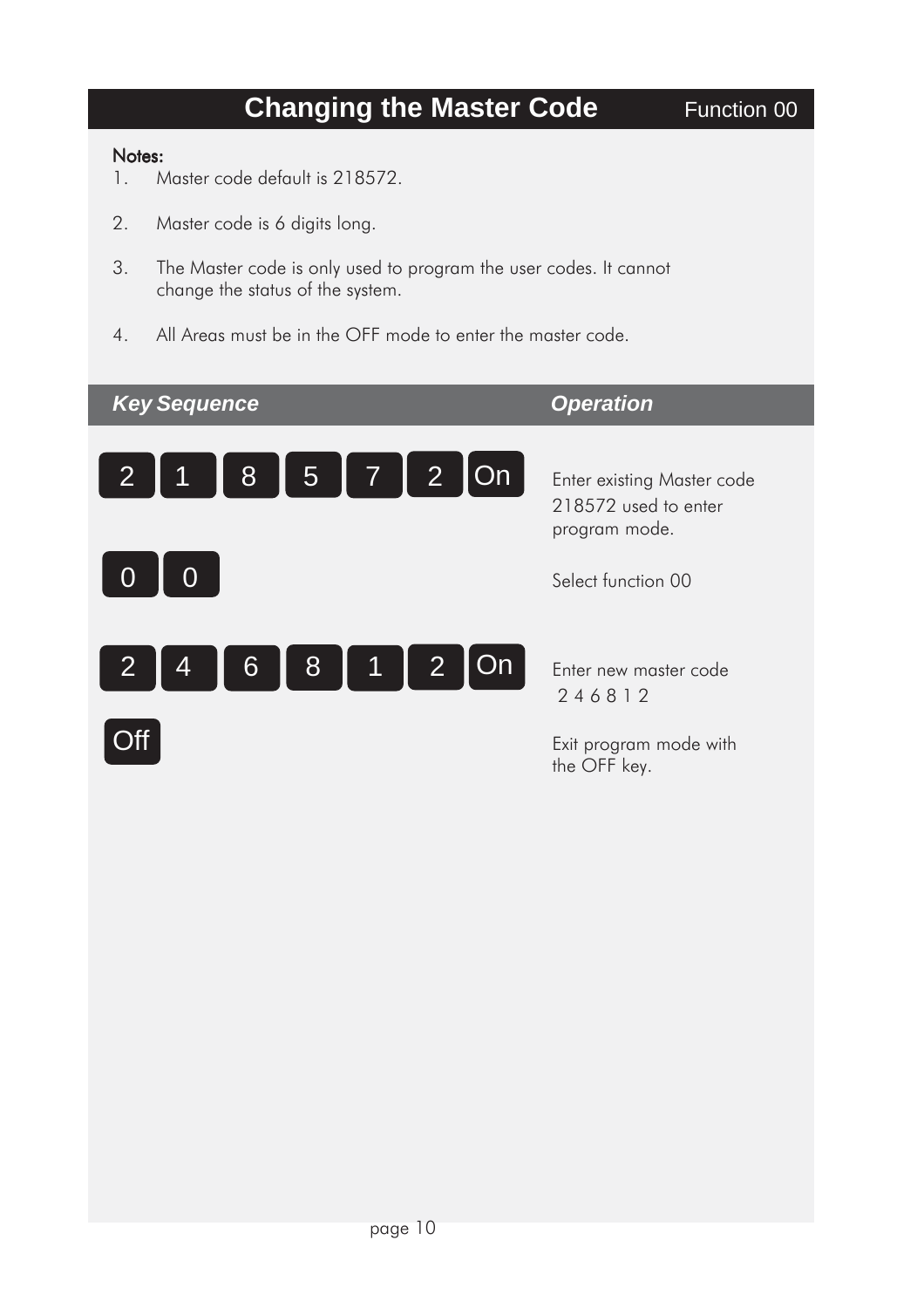# Changing the Master Code

Function 00

**Notes:**

1. Master code default is 218572.
2. Master code is 6 digits long.
3. The Master code is only used to program the user codes. It cannot change the status of the system.
4. All Areas must be in the OFF mode to enter the master code.

| ***Key Sequence*** | ***Operation*** |
| --- | --- |
| 2 1 8 5 7 2 On | Enter existing Master code 218572 used to enter program mode. |
| 0 0 | Select function 00 |
| 2 4 6 8 1 2 On | Enter new master code 2 4 6 8 1 2 |
| Off | Exit program mode with the OFF key. |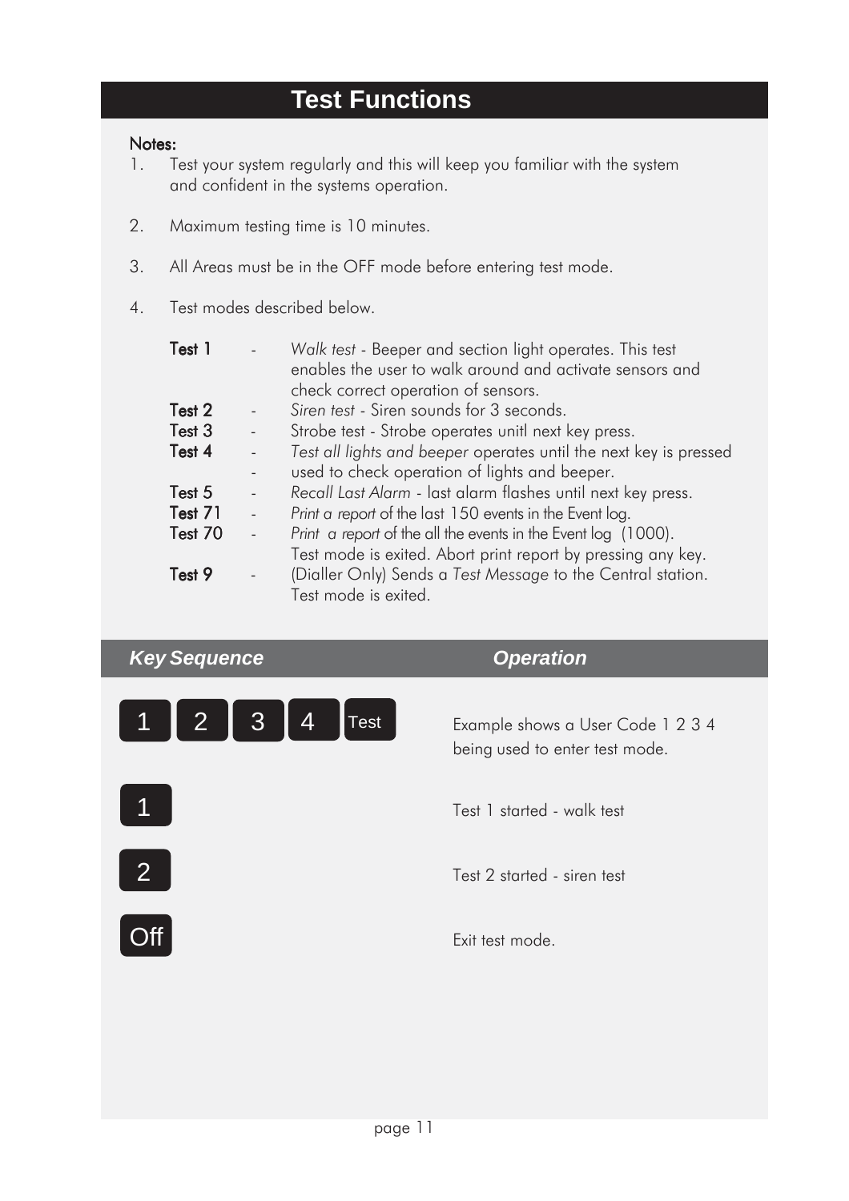# Test Functions

**Notes:**

1. Test your system regularly and this will keep you familiar with the system and confident in the systems operation.
2. Maximum testing time is 10 minutes.
3. All Areas must be in the OFF mode before entering test mode.
4. Test modes described below.

| | | |
|---|---|---|
| **Test 1** | - | *Walk test* - Beeper and section light operates. This test enables the user to walk around and activate sensors and check correct operation of sensors. |
| **Test 2** | - | *Siren test* - Siren sounds for 3 seconds. |
| **Test 3** | - | Strobe test - Strobe operates unitl next key press. |
| **Test 4** | - | *Test all lights and beeper* operates until the next key is pressed |
| | - | used to check operation of lights and beeper. |
| **Test 5** | - | *Recall Last Alarm* - last alarm flashes until next key press. |
| **Test 71** | - | *Print a report* of the last 150 events in the Event log. |
| **Test 70** | - | *Print a report* of the all the events in the Event log (1000). Test mode is exited. Abort print report by pressing any key. |
| **Test 9** | - | (Dialler Only) Sends a *Test Message* to the Central station. Test mode is exited. |

| ***Key Sequence*** | ***Operation*** |
|---|---|
| 1 2 3 4 Test | Example shows a User Code 1 2 3 4 being used to enter test mode. |
| 1 | Test 1 started - walk test |
| 2 | Test 2 started - siren test |
| Off | Exit test mode. |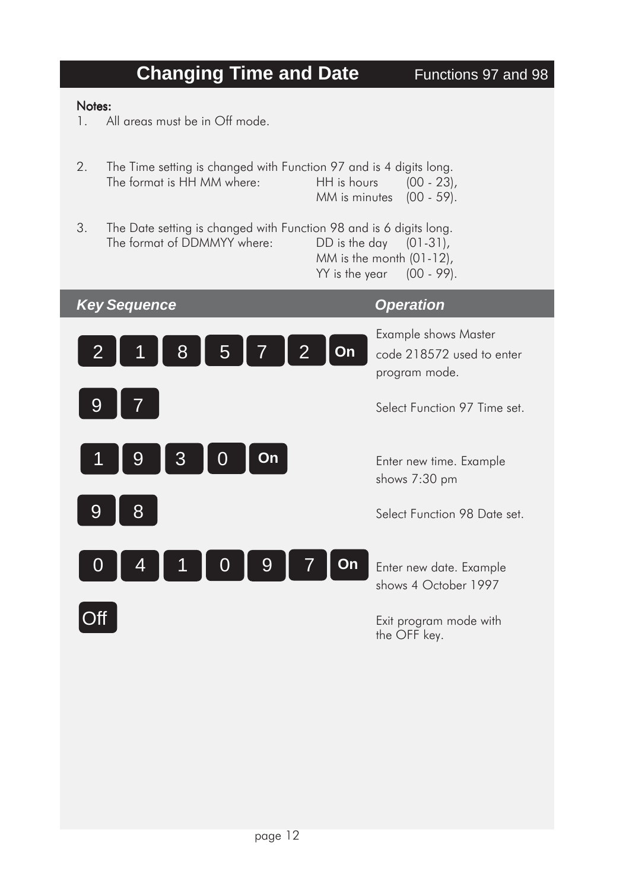# Changing Time and Date

Functions 97 and 98

**Notes:**

1. All areas must be in Off mode.

2. The Time setting is changed with Function 97 and is 4 digits long.
   The format is HH MM where: HH is hours (00 - 23), MM is minutes (00 - 59).

3. The Date setting is changed with Function 98 and is 6 digits long.
   The format of DDMMYY where: DD is the day (01-31), MM is the month (01-12), YY is the year (00 - 99).

| *Key Sequence* | *Operation* |
| --- | --- |
| 2 1 8 5 7 2 On | Example shows Master code 218572 used to enter program mode. |
| 9 7 | Select Function 97 Time set. |
| 1 9 3 0 On | Enter new time. Example shows 7:30 pm |
| 9 8 | Select Function 98 Date set. |
| 0 4 1 0 9 7 On | Enter new date. Example shows 4 October 1997 |
| Off | Exit program mode with the OFF key. |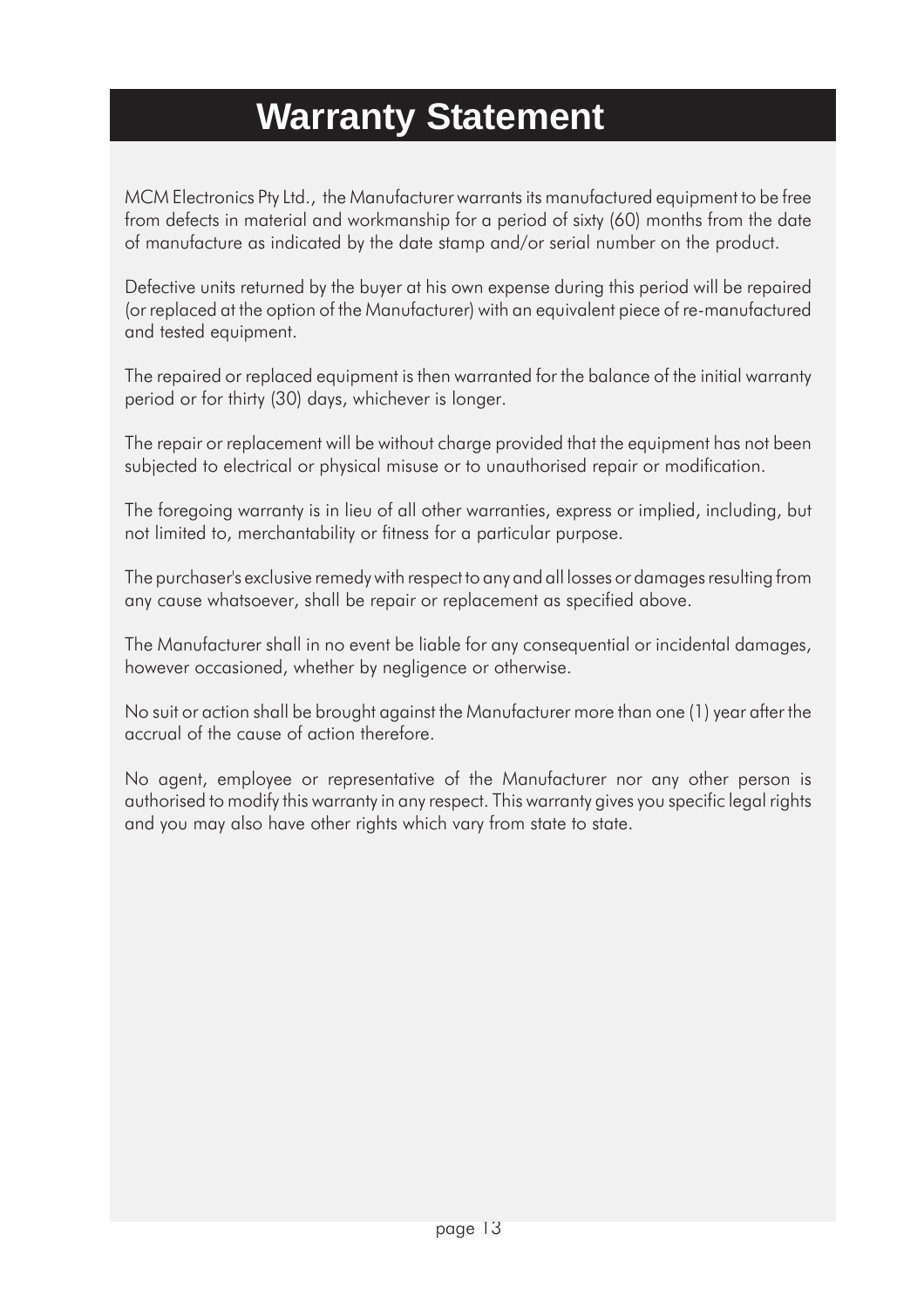# Warranty Statement

MCM Electronics Pty Ltd., the Manufacturer warrants its manufactured equipment to be free from defects in material and workmanship for a period of sixty (60) months from the date of manufacture as indicated by the date stamp and/or serial number on the product.

Defective units returned by the buyer at his own expense during this period will be repaired (or replaced at the option of the Manufacturer) with an equivalent piece of re-manufactured and tested equipment.

The repaired or replaced equipment is then warranted for the balance of the initial warranty period or for thirty (30) days, whichever is longer.

The repair or replacement will be without charge provided that the equipment has not been subjected to electrical or physical misuse or to unauthorised repair or modification.

The foregoing warranty is in lieu of all other warranties, express or implied, including, but not limited to, merchantability or fitness for a particular purpose.

The purchaser's exclusive remedy with respect to any and all losses or damages resulting from any cause whatsoever, shall be repair or replacement as specified above.

The Manufacturer shall in no event be liable for any consequential or incidental damages, however occasioned, whether by negligence or otherwise.

No suit or action shall be brought against the Manufacturer more than one (1) year after the accrual of the cause of action therefore.

No agent, employee or representative of the Manufacturer nor any other person is authorised to modify this warranty in any respect. This warranty gives you specific legal rights and you may also have other rights which vary from state to state.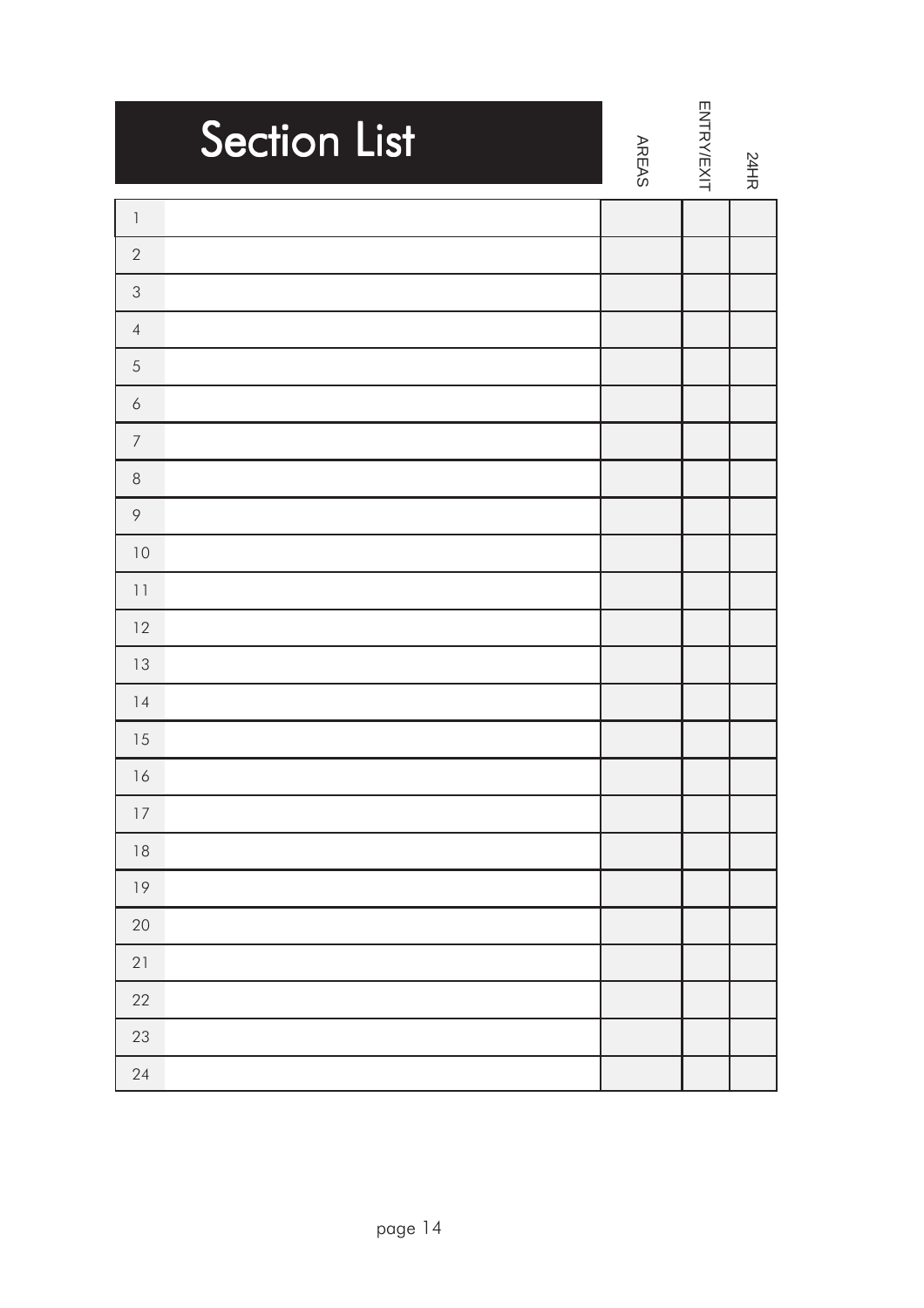# Section List

| | | AREAS | ENTRY/EXIT | 24HR |
|---|---|---|---|---|
| 1 | | | | |
| 2 | | | | |
| 3 | | | | |
| 4 | | | | |
| 5 | | | | |
| 6 | | | | |
| 7 | | | | |
| 8 | | | | |
| 9 | | | | |
| 10 | | | | |
| 11 | | | | |
| 12 | | | | |
| 13 | | | | |
| 14 | | | | |
| 15 | | | | |
| 16 | | | | |
| 17 | | | | |
| 18 | | | | |
| 19 | | | | |
| 20 | | | | |
| 21 | | | | |
| 22 | | | | |
| 23 | | | | |
| 24 | | | | |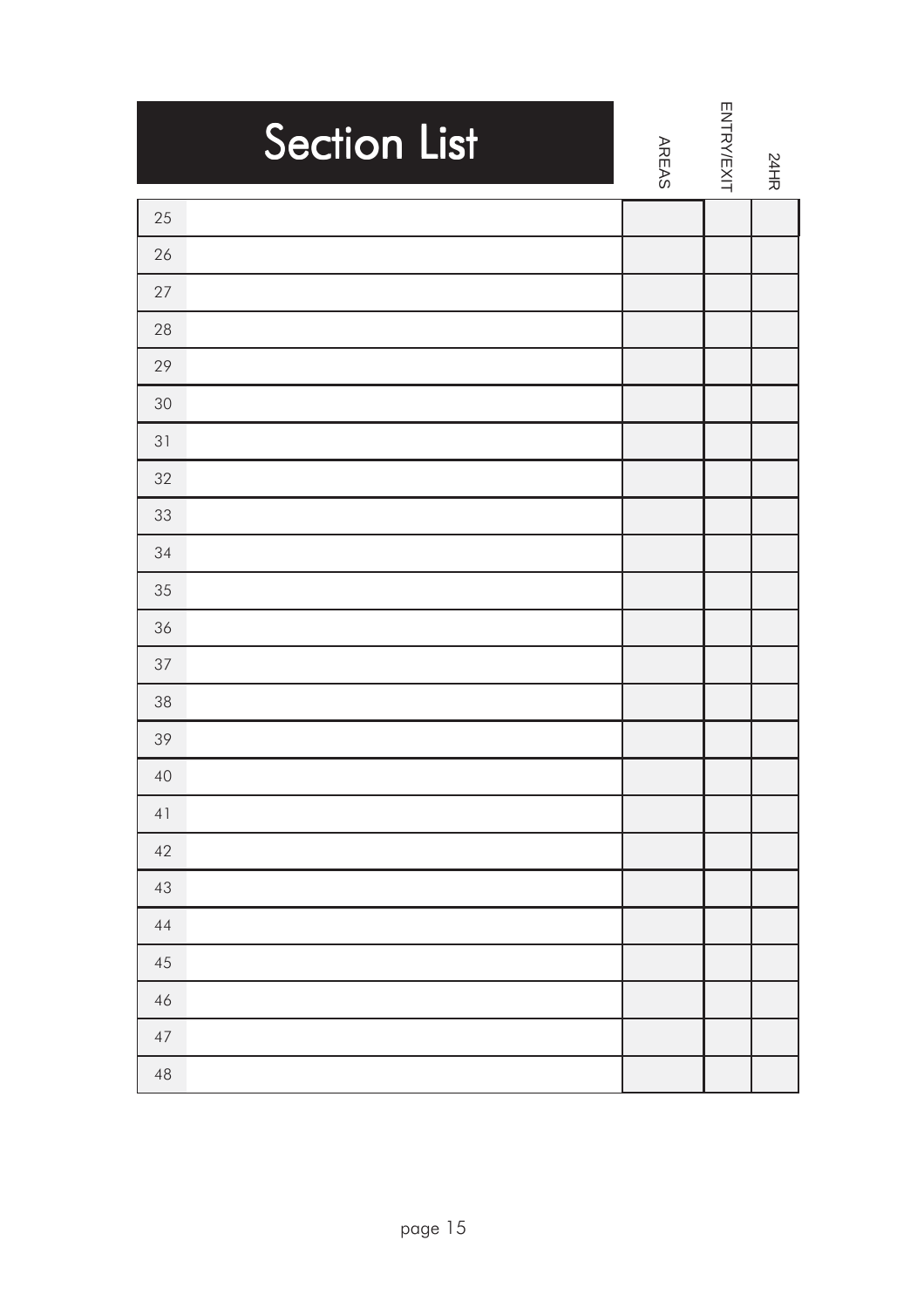# Section List

| | | AREAS | ENTRY/EXIT | 24HR |
|---|---|---|---|---|
| 25 | | | | |
| 26 | | | | |
| 27 | | | | |
| 28 | | | | |
| 29 | | | | |
| 30 | | | | |
| 31 | | | | |
| 32 | | | | |
| 33 | | | | |
| 34 | | | | |
| 35 | | | | |
| 36 | | | | |
| 37 | | | | |
| 38 | | | | |
| 39 | | | | |
| 40 | | | | |
| 41 | | | | |
| 42 | | | | |
| 43 | | | | |
| 44 | | | | |
| 45 | | | | |
| 46 | | | | |
| 47 | | | | |
| 48 | | | | |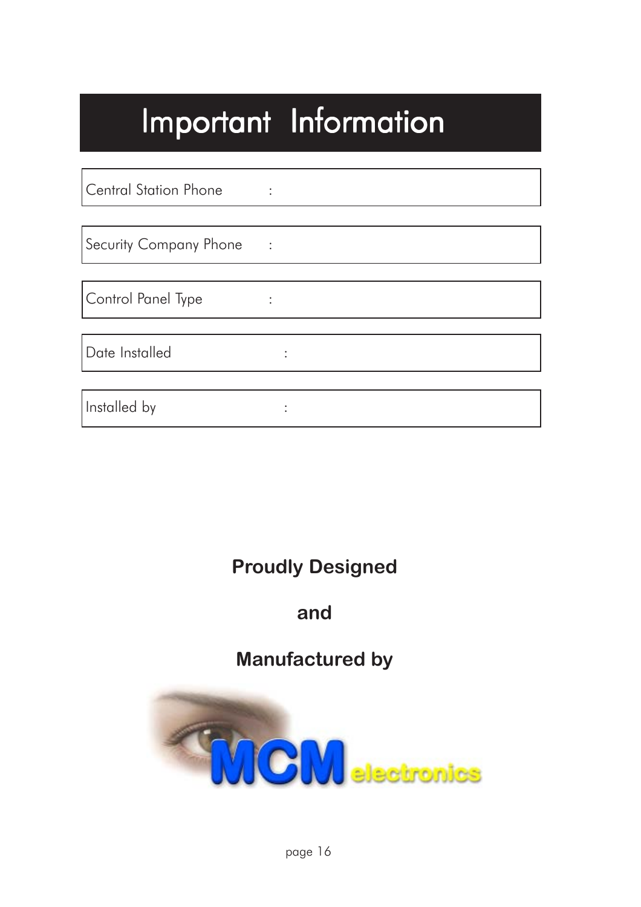# Important Information

| | |
|---|---|
| Central Station Phone | : |
| Security Company Phone | : |
| Control Panel Type | : |
| Date Installed | : |
| Installed by | : |

**Proudly Designed**

**and**

**Manufactured by**

MCM electronics